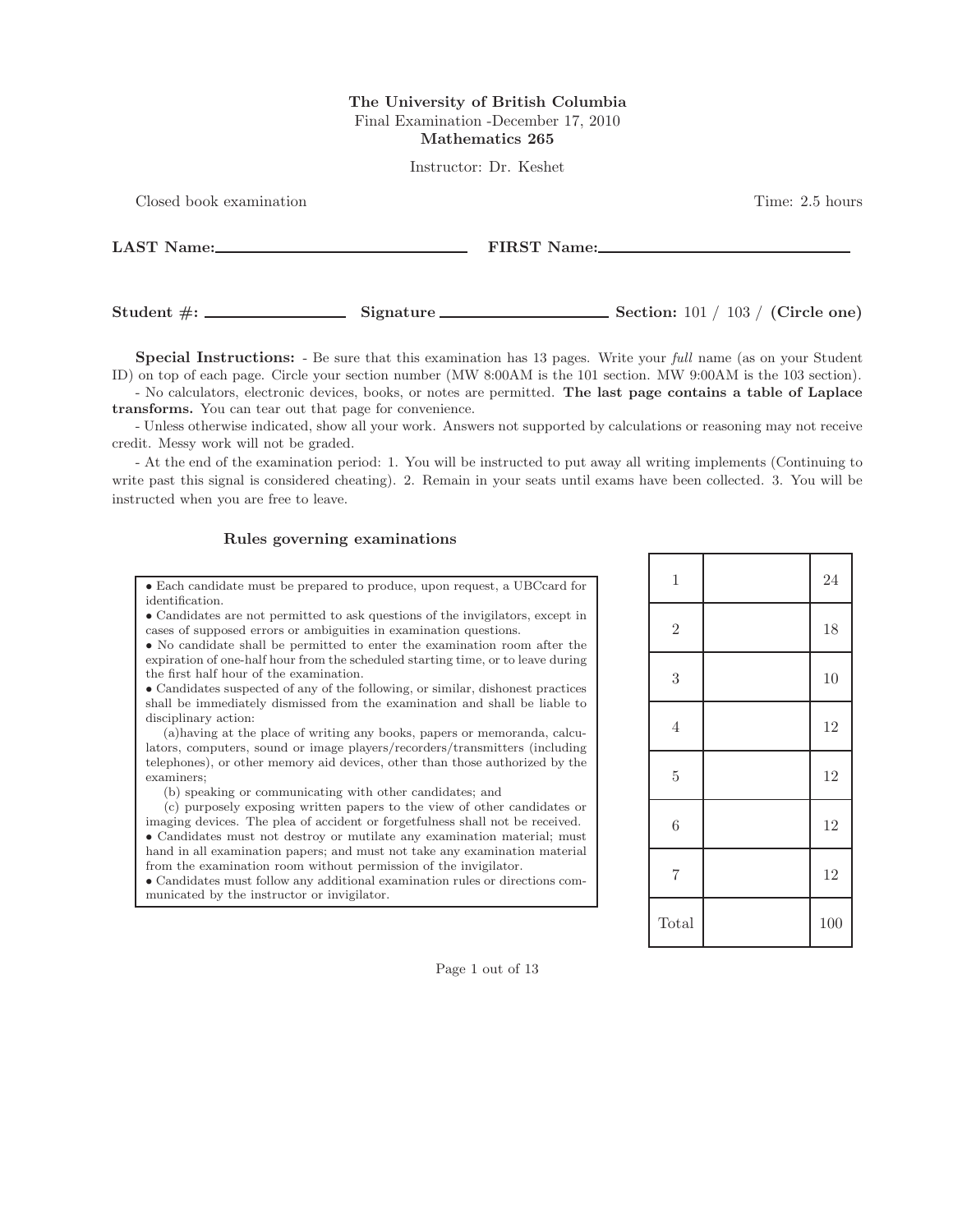**The University of British Columbia**
Final Examination -December 17, 2010
**Mathematics 265**

Instructor: Dr. Keshet

Closed book examination — Time: 2.5 hours

**LAST Name:**\_\_\_\_\_\_\_\_\_\_\_\_\_\_\_\_\_\_\_\_\_\_\_\_ **FIRST Name:**\_\_\_\_\_\_\_\_\_\_\_\_\_\_\_\_\_\_\_\_\_\_\_\_

**Student #:** \_\_\_\_\_\_\_\_\_\_\_\_ **Signature** \_\_\_\_\_\_\_\_\_\_\_\_\_\_\_\_ **Section:** 101 / 103 / **(Circle one)**

**Special Instructions:** - Be sure that this examination has 13 pages. Write your *full* name (as on your Student ID) on top of each page. Circle your section number (MW 8:00AM is the 101 section. MW 9:00AM is the 103 section).

- No calculators, electronic devices, books, or notes are permitted. **The last page contains a table of Laplace transforms.** You can tear out that page for convenience.

- Unless otherwise indicated, show all your work. Answers not supported by calculations or reasoning may not receive credit. Messy work will not be graded.

- At the end of the examination period: 1. You will be instructed to put away all writing implements (Continuing to write past this signal is considered cheating). 2. Remain in your seats until exams have been collected. 3. You will be instructed when you are free to leave.

### Rules governing examinations

- Each candidate must be prepared to produce, upon request, a UBCcard for identification.
- Candidates are not permitted to ask questions of the invigilators, except in cases of supposed errors or ambiguities in examination questions.
- No candidate shall be permitted to enter the examination room after the expiration of one-half hour from the scheduled starting time, or to leave during the first half hour of the examination.
- Candidates suspected of any of the following, or similar, dishonest practices shall be immediately dismissed from the examination and shall be liable to disciplinary action:

  (a)having at the place of writing any books, papers or memoranda, calculators, computers, sound or image players/recorders/transmitters (including telephones), or other memory aid devices, other than those authorized by the examiners;

  (b) speaking or communicating with other candidates; and

  (c) purposely exposing written papers to the view of other candidates or imaging devices. The plea of accident or forgetfulness shall not be received.
- Candidates must not destroy or mutilate any examination material; must hand in all examination papers; and must not take any examination material from the examination room without permission of the invigilator.
- Candidates must follow any additional examination rules or directions communicated by the instructor or invigilator.

| | | |
|---|---|---|
| 1 | | 24 |
| 2 | | 18 |
| 3 | | 10 |
| 4 | | 12 |
| 5 | | 12 |
| 6 | | 12 |
| 7 | | 12 |
| Total | | 100 |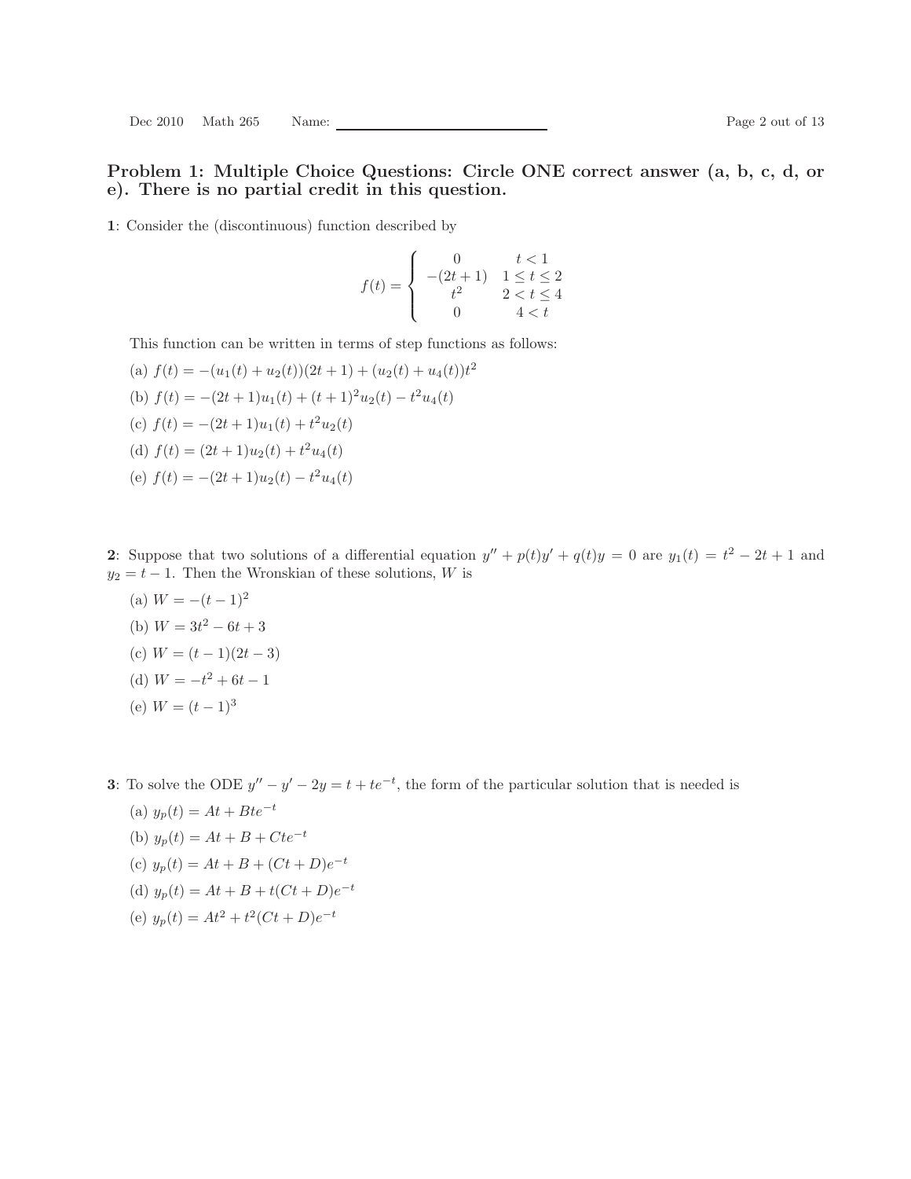## Problem 1: Multiple Choice Questions: Circle ONE correct answer (a, b, c, d, or e). There is no partial credit in this question.

**1**: Consider the (discontinuous) function described by

$$f(t) = \begin{cases} 0 & t < 1 \\ -(2t+1) & 1 \leq t \leq 2 \\ t^2 & 2 < t \leq 4 \\ 0 & 4 < t \end{cases}$$

This function can be written in terms of step functions as follows:

(a) $f(t) = -(u_1(t) + u_2(t))(2t+1) + (u_2(t) + u_4(t))t^2$

(b) $f(t) = -(2t+1)u_1(t) + (t+1)^2 u_2(t) - t^2 u_4(t)$

(c) $f(t) = -(2t+1)u_1(t) + t^2 u_2(t)$

(d) $f(t) = (2t+1)u_2(t) + t^2 u_4(t)$

(e) $f(t) = -(2t+1)u_2(t) - t^2 u_4(t)$

**2**: Suppose that two solutions of a differential equation $y'' + p(t)y' + q(t)y = 0$ are $y_1(t) = t^2 - 2t + 1$ and $y_2 = t - 1$. Then the Wronskian of these solutions, $W$ is

(a) $W = -(t-1)^2$

(b) $W = 3t^2 - 6t + 3$

(c) $W = (t-1)(2t-3)$

(d) $W = -t^2 + 6t - 1$

(e) $W = (t-1)^3$

**3**: To solve the ODE $y'' - y' - 2y = t + te^{-t}$, the form of the particular solution that is needed is

(a) $y_p(t) = At + Bte^{-t}$

(b) $y_p(t) = At + B + Cte^{-t}$

(c) $y_p(t) = At + B + (Ct + D)e^{-t}$

(d) $y_p(t) = At + B + t(Ct + D)e^{-t}$

(e) $y_p(t) = At^2 + t^2(Ct + D)e^{-t}$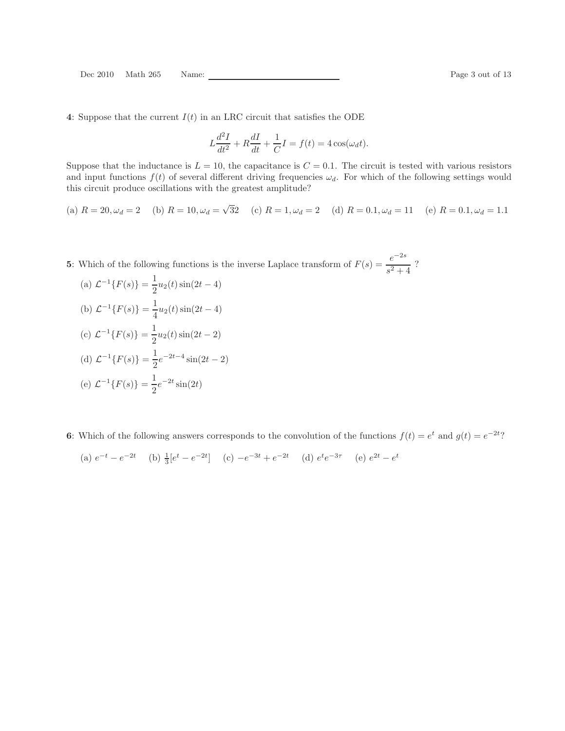**4**: Suppose that the current $I(t)$ in an LRC circuit that satisfies the ODE

$$L\frac{d^2I}{dt^2} + R\frac{dI}{dt} + \frac{1}{C}I = f(t) = 4\cos(\omega_d t).$$

Suppose that the inductance is $L = 10$, the capacitance is $C = 0.1$. The circuit is tested with various resistors and input functions $f(t)$ of several different driving frequencies $\omega_d$. For which of the following settings would this circuit produce oscillations with the greatest amplitude?

(a) $R = 20, \omega_d = 2$ (b) $R = 10, \omega_d = \sqrt{32}$ (c) $R = 1, \omega_d = 2$ (d) $R = 0.1, \omega_d = 11$ (e) $R = 0.1, \omega_d = 1.1$

**5**: Which of the following functions is the inverse Laplace transform of $F(s) = \dfrac{e^{-2s}}{s^2+4}$ ?

(a) $\mathcal{L}^{-1}\{F(s)\} = \dfrac{1}{2}u_2(t)\sin(2t-4)$

(b) $\mathcal{L}^{-1}\{F(s)\} = \dfrac{1}{4}u_2(t)\sin(2t-4)$

(c) $\mathcal{L}^{-1}\{F(s)\} = \dfrac{1}{2}u_2(t)\sin(2t-2)$

(d) $\mathcal{L}^{-1}\{F(s)\} = \dfrac{1}{2}e^{-2t-4}\sin(2t-2)$

(e) $\mathcal{L}^{-1}\{F(s)\} = \dfrac{1}{2}e^{-2t}\sin(2t)$

**6**: Which of the following answers corresponds to the convolution of the functions $f(t) = e^t$ and $g(t) = e^{-2t}$?

(a) $e^{-t} - e^{-2t}$ (b) $\frac{1}{3}[e^t - e^{-2t}]$ (c) $-e^{-3t} + e^{-2t}$ (d) $e^t e^{-3\tau}$ (e) $e^{2t} - e^t$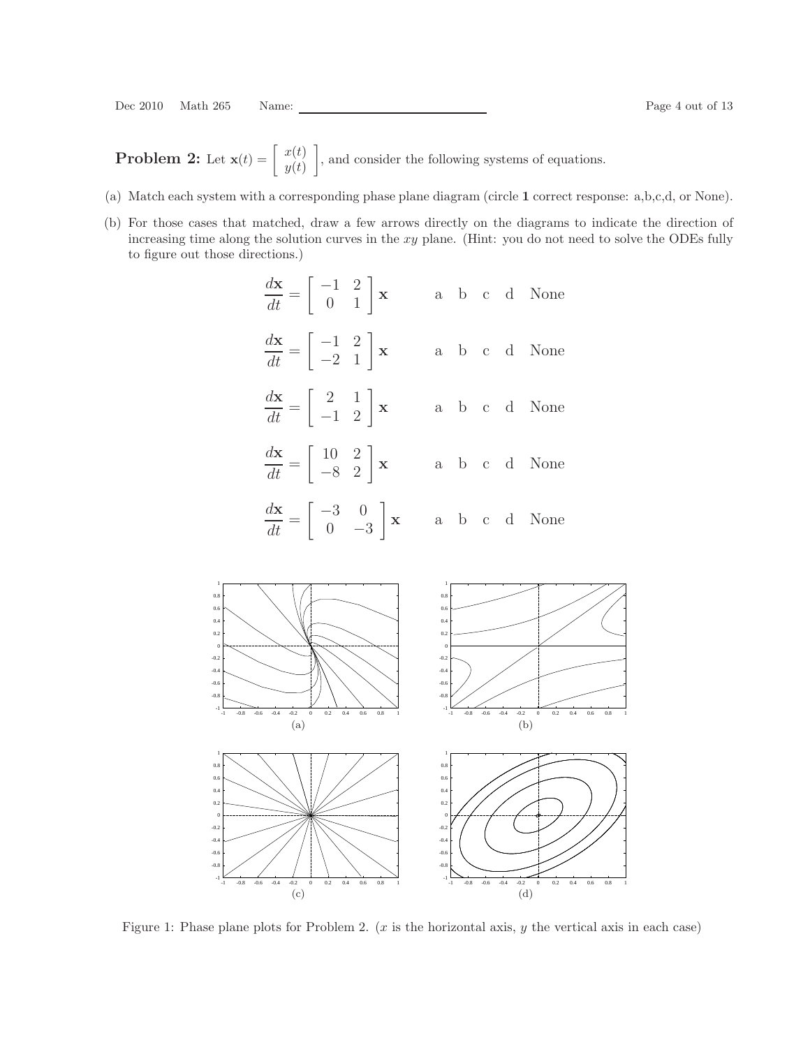**Problem 2:** Let $\mathbf{x}(t) = \begin{bmatrix} x(t) \\ y(t) \end{bmatrix}$, and consider the following systems of equations.

(a) Match each system with a corresponding phase plane diagram (circle **1** correct response: a,b,c,d, or None).

(b) For those cases that matched, draw a few arrows directly on the diagrams to indicate the direction of increasing time along the solution curves in the $xy$ plane. (Hint: you do not need to solve the ODEs fully to figure out those directions.)

$$\frac{d\mathbf{x}}{dt} = \begin{bmatrix} -1 & 2 \\ 0 & 1 \end{bmatrix} \mathbf{x} \qquad \text{a} \quad \text{b} \quad \text{c} \quad \text{d} \quad \text{None}$$

$$\frac{d\mathbf{x}}{dt} = \begin{bmatrix} -1 & 2 \\ -2 & 1 \end{bmatrix} \mathbf{x} \qquad \text{a} \quad \text{b} \quad \text{c} \quad \text{d} \quad \text{None}$$

$$\frac{d\mathbf{x}}{dt} = \begin{bmatrix} 2 & 1 \\ -1 & 2 \end{bmatrix} \mathbf{x} \qquad \text{a} \quad \text{b} \quad \text{c} \quad \text{d} \quad \text{None}$$

$$\frac{d\mathbf{x}}{dt} = \begin{bmatrix} 10 & 2 \\ -8 & 2 \end{bmatrix} \mathbf{x} \qquad \text{a} \quad \text{b} \quad \text{c} \quad \text{d} \quad \text{None}$$

$$\frac{d\mathbf{x}}{dt} = \begin{bmatrix} -3 & 0 \\ 0 & -3 \end{bmatrix} \mathbf{x} \qquad \text{a} \quad \text{b} \quad \text{c} \quad \text{d} \quad \text{None}$$

(a) (b) (c) (d)

Figure 1: Phase plane plots for Problem 2. ($x$ is the horizontal axis, $y$ the vertical axis in each case)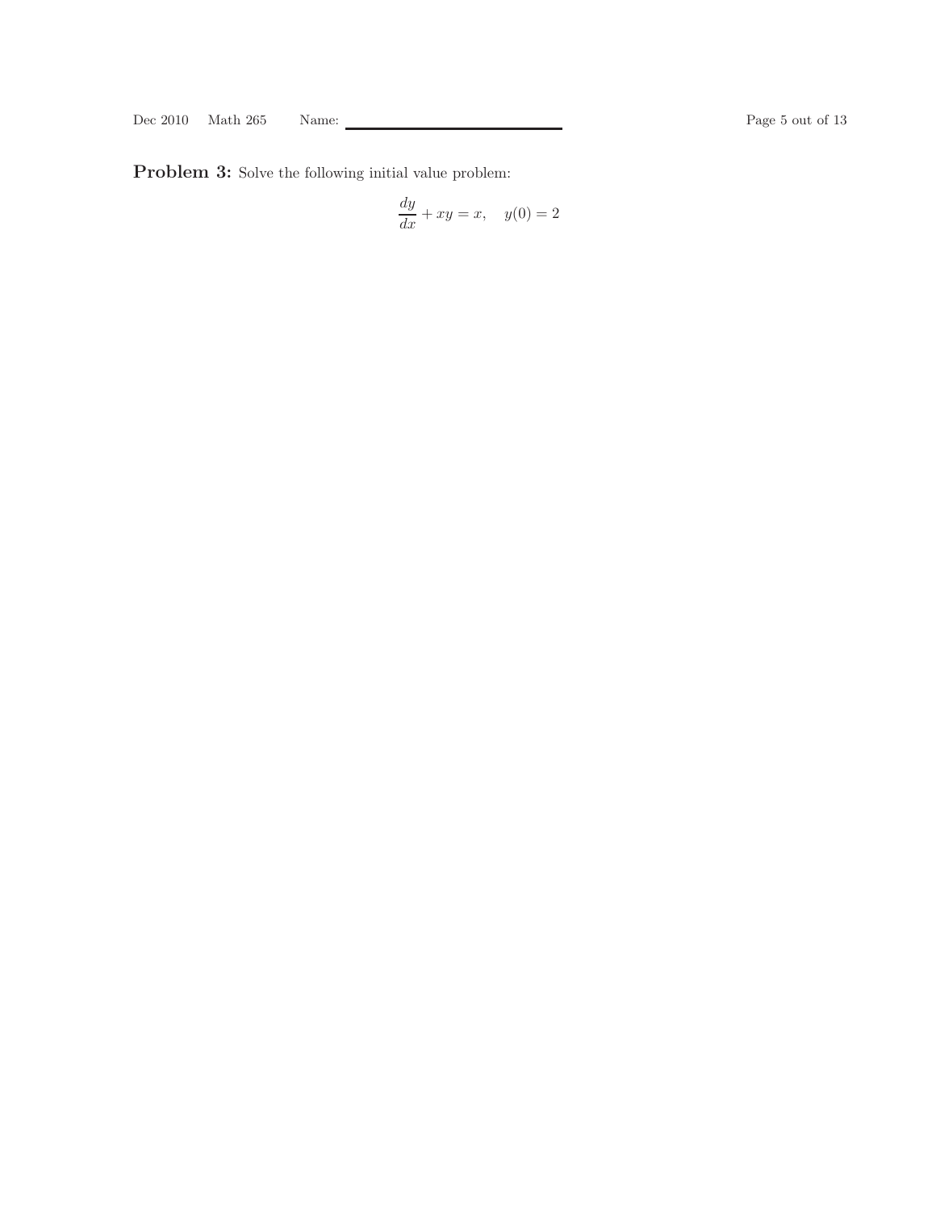**Problem 3:** Solve the following initial value problem:

$$\frac{dy}{dx} + xy = x, \quad y(0) = 2$$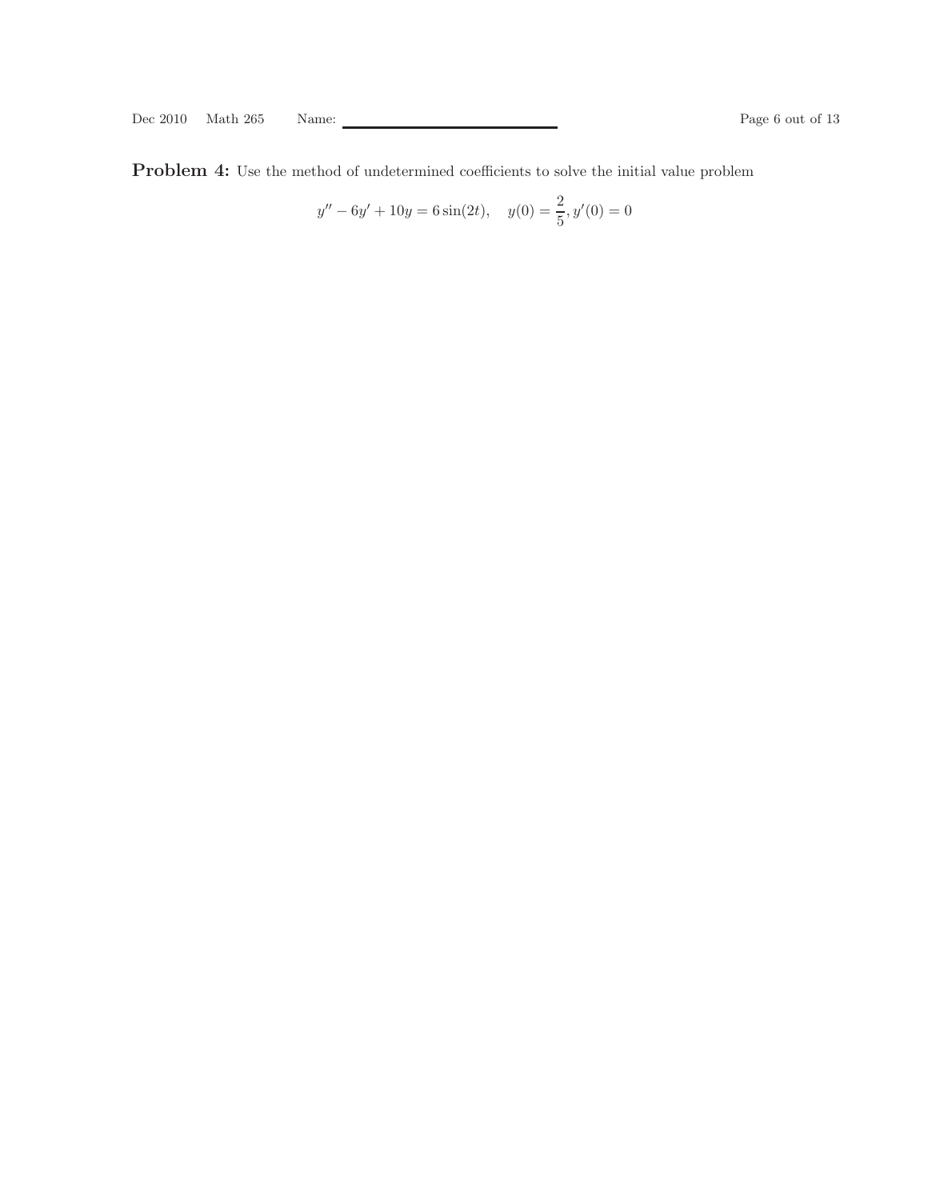**Problem 4:** Use the method of undetermined coefficients to solve the initial value problem

$$y'' - 6y' + 10y = 6\sin(2t), \quad y(0) = \frac{2}{5}, y'(0) = 0$$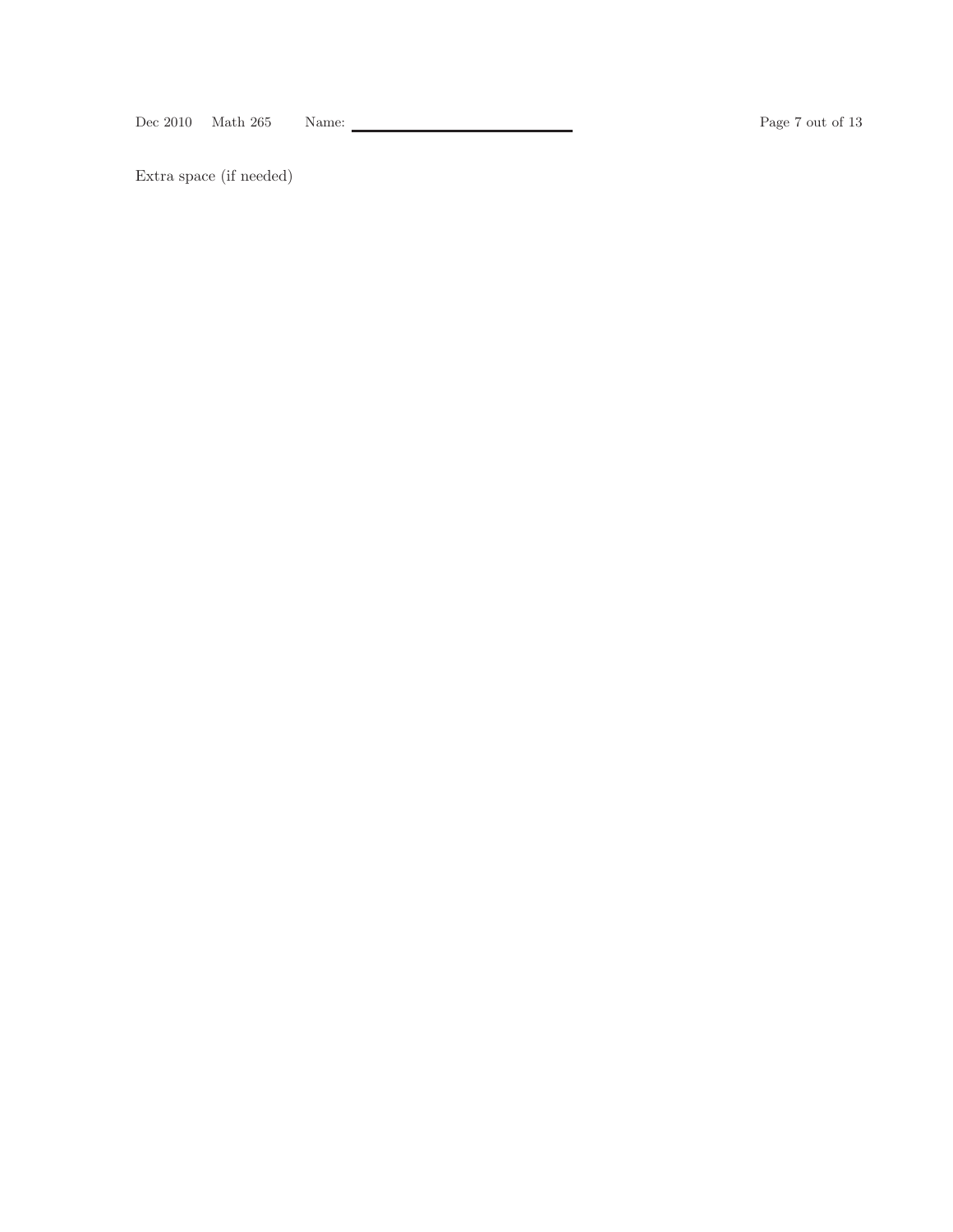Extra space (if needed)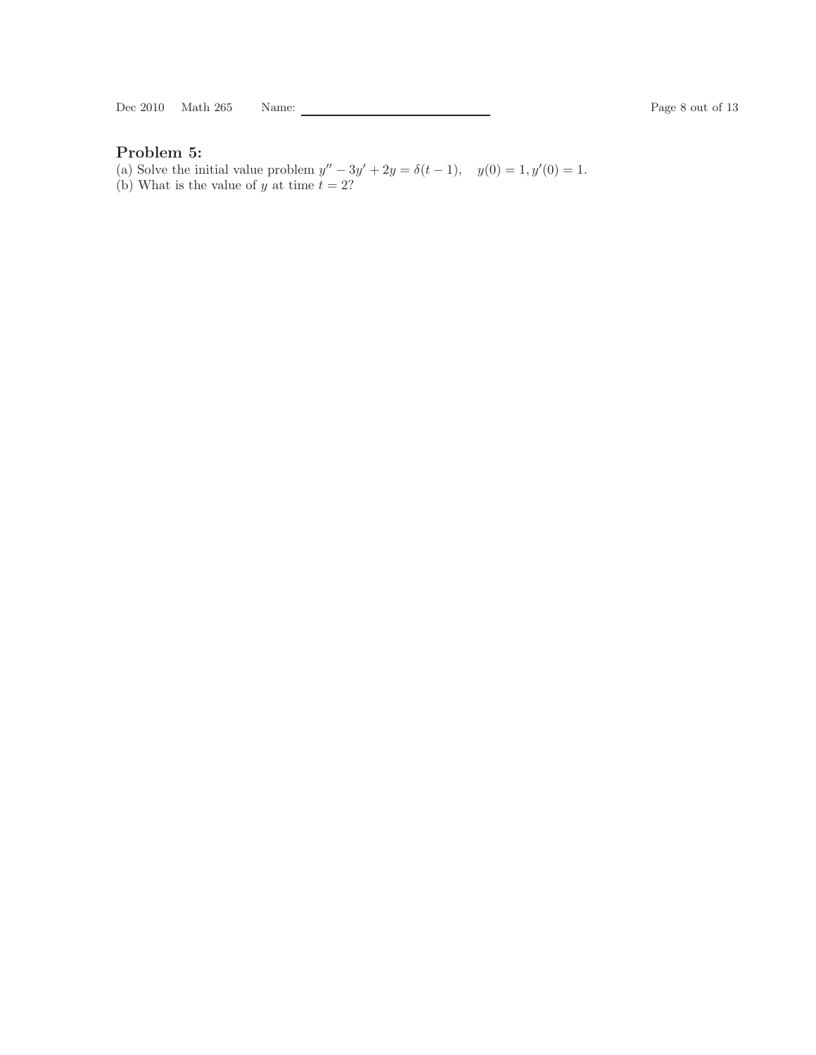## Problem 5:

(a) Solve the initial value problem $y'' - 3y' + 2y = \delta(t-1), \quad y(0) = 1, y'(0) = 1.$

(b) What is the value of $y$ at time $t = 2$?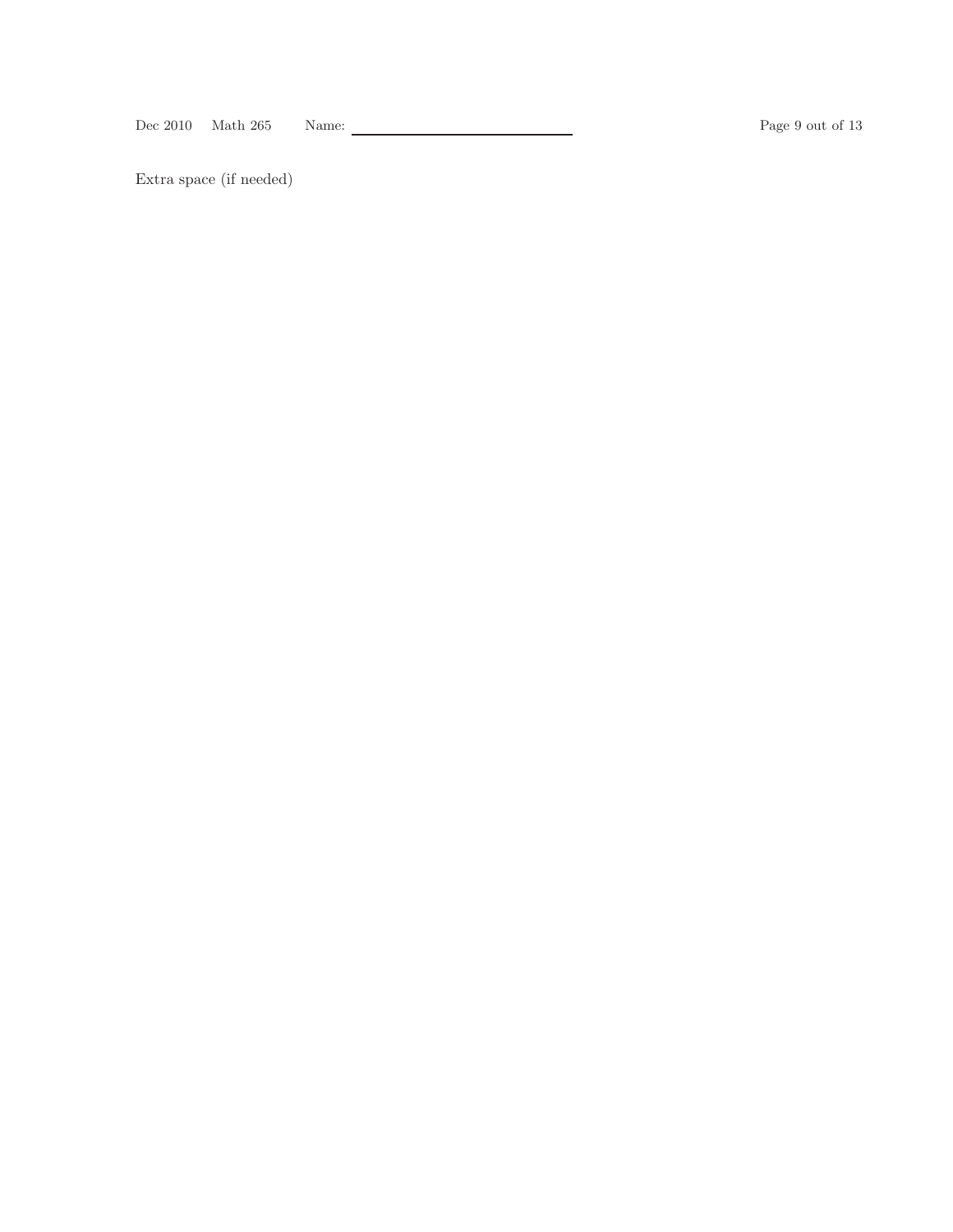Extra space (if needed)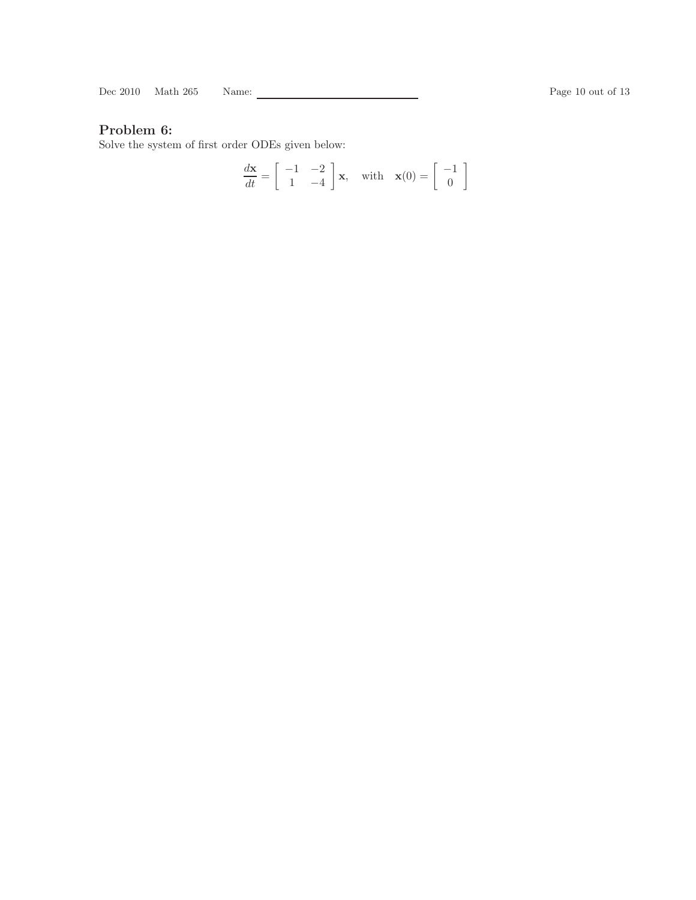## Problem 6:

Solve the system of first order ODEs given below:

$$\frac{d\mathbf{x}}{dt} = \begin{bmatrix} -1 & -2 \\ 1 & -4 \end{bmatrix} \mathbf{x}, \quad \text{with} \quad \mathbf{x}(0) = \begin{bmatrix} -1 \\ 0 \end{bmatrix}$$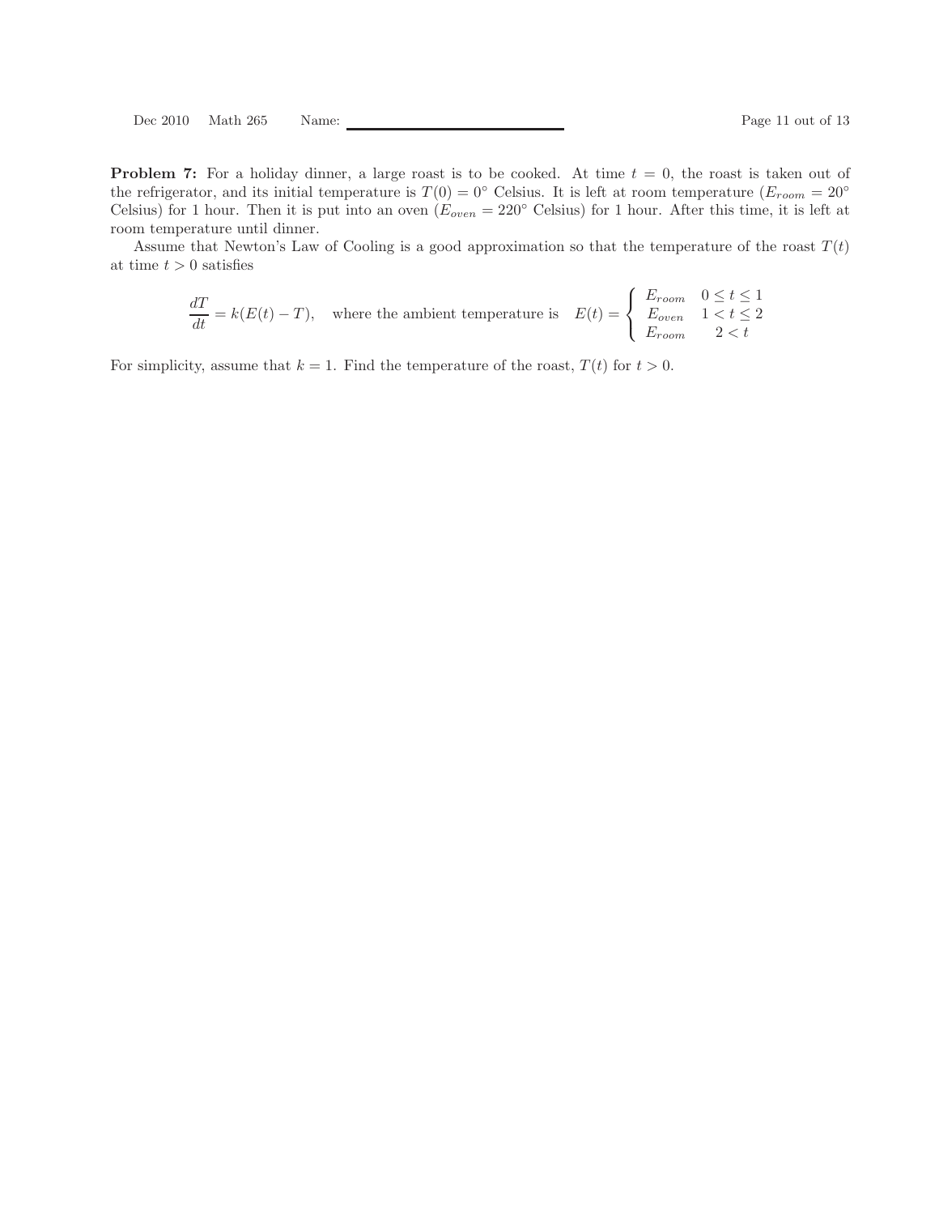**Problem 7:** For a holiday dinner, a large roast is to be cooked. At time $t = 0$, the roast is taken out of the refrigerator, and its initial temperature is $T(0) = 0°$ Celsius. It is left at room temperature ($E_{room} = 20°$ Celsius) for 1 hour. Then it is put into an oven ($E_{oven} = 220°$ Celsius) for 1 hour. After this time, it is left at room temperature until dinner.

Assume that Newton's Law of Cooling is a good approximation so that the temperature of the roast $T(t)$ at time $t > 0$ satisfies

$$\frac{dT}{dt} = k(E(t) - T), \quad \text{where the ambient temperature is} \quad E(t) = \begin{cases} E_{room} & 0 \le t \le 1 \\ E_{oven} & 1 < t \le 2 \\ E_{room} & 2 < t \end{cases}$$

For simplicity, assume that $k = 1$. Find the temperature of the roast, $T(t)$ for $t > 0$.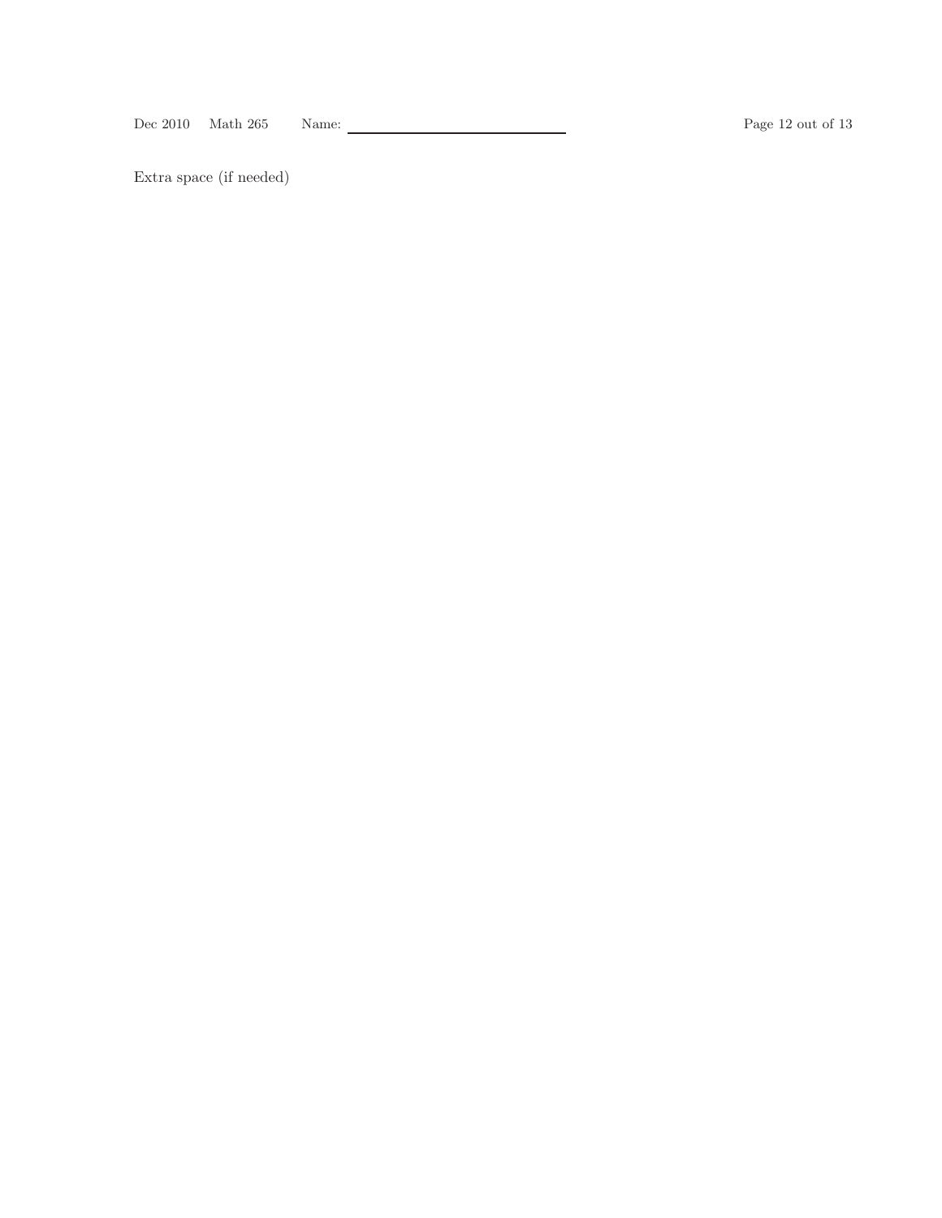Extra space (if needed)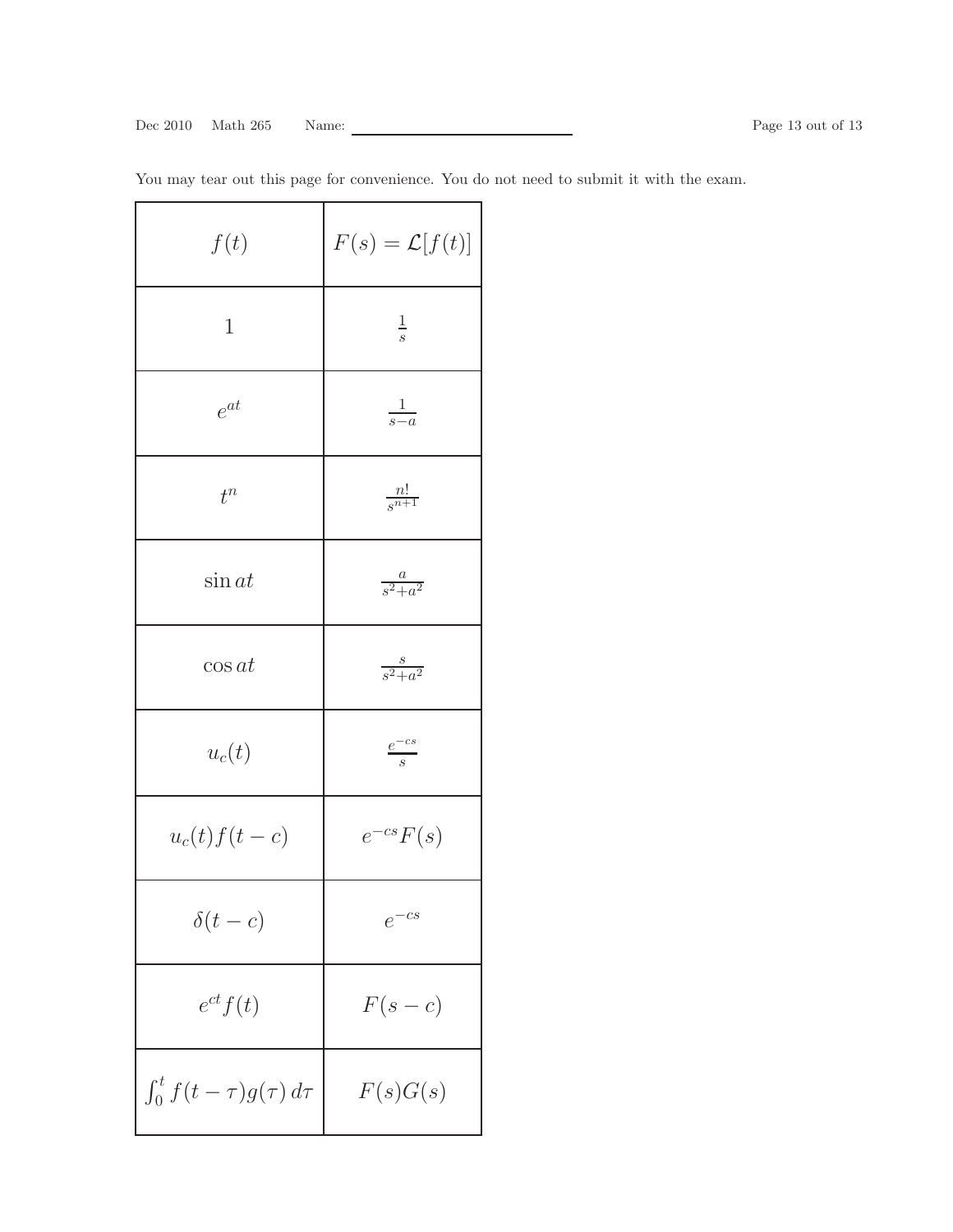You may tear out this page for convenience. You do not need to submit it with the exam.

| $f(t)$ | $F(s) = \mathcal{L}[f(t)]$ |
|---|---|
| $1$ | $\frac{1}{s}$ |
| $e^{at}$ | $\frac{1}{s-a}$ |
| $t^n$ | $\frac{n!}{s^{n+1}}$ |
| $\sin at$ | $\frac{a}{s^2+a^2}$ |
| $\cos at$ | $\frac{s}{s^2+a^2}$ |
| $u_c(t)$ | $\frac{e^{-cs}}{s}$ |
| $u_c(t)f(t-c)$ | $e^{-cs}F(s)$ |
| $\delta(t-c)$ | $e^{-cs}$ |
| $e^{ct}f(t)$ | $F(s-c)$ |
| $\int_0^t f(t-\tau)g(\tau)\,d\tau$ | $F(s)G(s)$ |